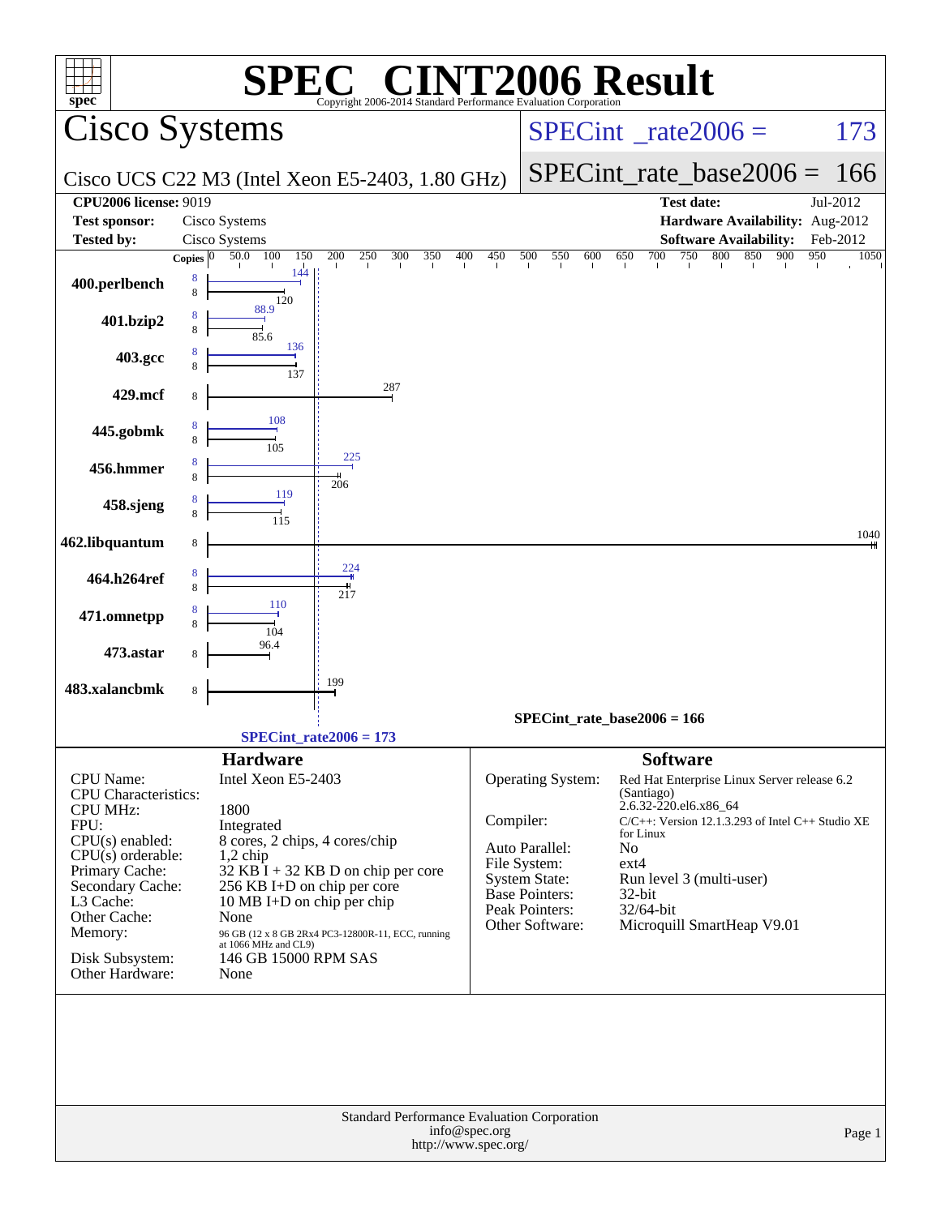# SPEC® CINT2006 Result

Copyright 2006-2014 Standard Performance Evaluation Corporation

## Cisco Systems

Cisco UCS C22 M3 (Intel Xeon E5-2403, 1.80 GHz)

SPECint_rate2006 = 173

SPECint_rate_base2006 = 166

| | | | |
|---|---|---|---|
| **CPU2006 license:** 9019 | | **Test date:** | Jul-2012 |
| **Test sponsor:** | Cisco Systems | **Hardware Availability:** | Aug-2012 |
| **Tested by:** | Cisco Systems | **Software Availability:** | Feb-2012 |

| Benchmark | Copies | Peak | Base |
|---|---|---|---|
| 400.perlbench | 8 | 144 | 120 |
| 401.bzip2 | 8 | 88.9 | 85.6 |
| 403.gcc | 8 | 136 | 137 |
| 429.mcf | 8 | | 287 |
| 445.gobmk | 8 | 108 | 105 |
| 456.hmmer | 8 | 225 | 206 |
| 458.sjeng | 8 | 119 | 115 |
| 462.libquantum | 8 | | 1040 |
| 464.h264ref | 8 | 224 | 217 |
| 471.omnetpp | 8 | 110 | 104 |
| 473.astar | 8 | | 96.4 |
| 483.xalancbmk | 8 | | 199 |

SPECint_rate_base2006 = 166

SPECint_rate2006 = 173

## Hardware

| | |
|---|---|
| CPU Name: | Intel Xeon E5-2403 |
| CPU Characteristics: | |
| CPU MHz: | 1800 |
| FPU: | Integrated |
| CPU(s) enabled: | 8 cores, 2 chips, 4 cores/chip |
| CPU(s) orderable: | 1,2 chip |
| Primary Cache: | 32 KB I + 32 KB D on chip per core |
| Secondary Cache: | 256 KB I+D on chip per core |
| L3 Cache: | 10 MB I+D on chip per chip |
| Other Cache: | None |
| Memory: | 96 GB (12 x 8 GB 2Rx4 PC3-12800R-11, ECC, running at 1066 MHz and CL9) |
| Disk Subsystem: | 146 GB 15000 RPM SAS |
| Other Hardware: | None |

## Software

| | |
|---|---|
| Operating System: | Red Hat Enterprise Linux Server release 6.2 (Santiago) 2.6.32-220.el6.x86_64 |
| Compiler: | C/C++: Version 12.1.3.293 of Intel C++ Studio XE for Linux |
| Auto Parallel: | No |
| File System: | ext4 |
| System State: | Run level 3 (multi-user) |
| Base Pointers: | 32-bit |
| Peak Pointers: | 32/64-bit |
| Other Software: | Microquill SmartHeap V9.01 |

Standard Performance Evaluation Corporation
info@spec.org
http://www.spec.org/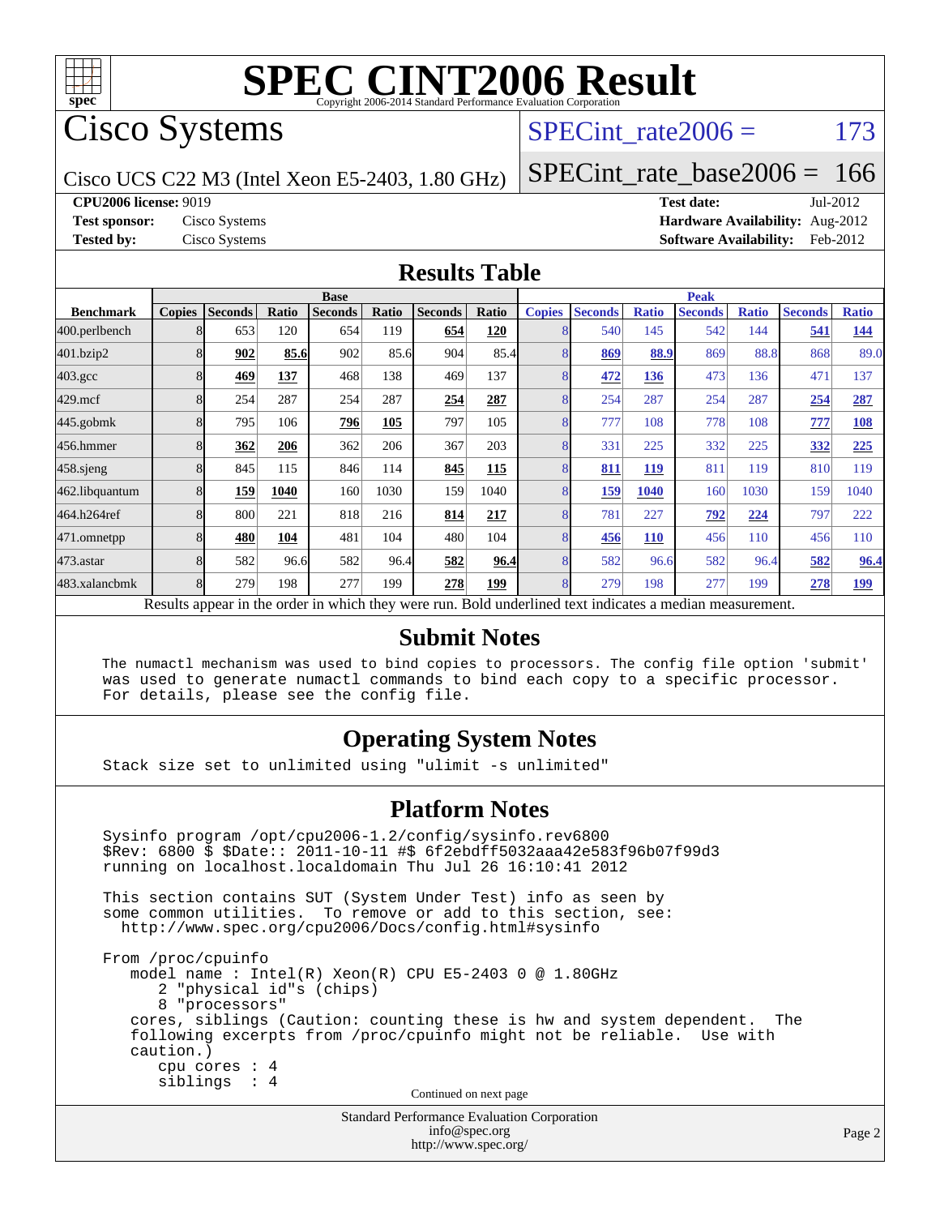# SPEC CINT2006 Result

Copyright 2006-2014 Standard Performance Evaluation Corporation

## Cisco Systems

Cisco UCS C22 M3 (Intel Xeon E5-2403, 1.80 GHz)

SPECint_rate2006 = 173

SPECint_rate_base2006 = 166

**CPU2006 license:** 9019
**Test sponsor:** Cisco Systems
**Tested by:** Cisco Systems

**Test date:** Jul-2012
**Hardware Availability:** Aug-2012
**Software Availability:** Feb-2012

## Results Table

| Benchmark | Base | | | | | | | Peak | | | | | | |
|---|---|---|---|---|---|---|---|---|---|---|---|---|---|---|
| | Copies | Seconds | Ratio | Seconds | Ratio | Seconds | Ratio | Copies | Seconds | Ratio | Seconds | Ratio | Seconds | Ratio |
| 400.perlbench | 8 | 653 | 120 | 654 | 119 | **654** | **120** | 8 | 540 | 145 | 542 | 144 | **541** | **144** |
| 401.bzip2 | 8 | **902** | **85.6** | 902 | 85.6 | 904 | 85.4 | 8 | **869** | **88.9** | 869 | 88.8 | 868 | 89.0 |
| 403.gcc | 8 | **469** | **137** | 468 | 138 | 469 | 137 | 8 | **472** | **136** | 473 | 136 | 471 | 137 |
| 429.mcf | 8 | 254 | 287 | 254 | 287 | **254** | **287** | 8 | 254 | 287 | 254 | 287 | **254** | **287** |
| 445.gobmk | 8 | 795 | 106 | **796** | **105** | 797 | 105 | 8 | 777 | 108 | 778 | 108 | **777** | **108** |
| 456.hmmer | 8 | **362** | **206** | 362 | 206 | 367 | 203 | 8 | 331 | 225 | 332 | 225 | **332** | **225** |
| 458.sjeng | 8 | 845 | 115 | 846 | 114 | **845** | **115** | 8 | **811** | **119** | 811 | 119 | 810 | 119 |
| 462.libquantum | 8 | **159** | **1040** | 160 | 1030 | 159 | 1040 | 8 | **159** | **1040** | 160 | 1030 | 159 | 1040 |
| 464.h264ref | 8 | 800 | 221 | 818 | 216 | **814** | **217** | 8 | 781 | 227 | **792** | **224** | 797 | 222 |
| 471.omnetpp | 8 | **480** | **104** | 481 | 104 | 480 | 104 | 8 | **456** | **110** | 456 | 110 | 456 | 110 |
| 473.astar | 8 | 582 | 96.6 | 582 | 96.4 | **582** | **96.4** | 8 | 582 | 96.6 | 582 | 96.4 | **582** | **96.4** |
| 483.xalancbmk | 8 | 279 | 198 | 277 | 199 | **278** | **199** | 8 | 279 | 198 | 277 | 199 | **278** | **199** |

Results appear in the order in which they were run. Bold underlined text indicates a median measurement.

## Submit Notes

```
The numactl mechanism was used to bind copies to processors. The config file option 'submit'
was used to generate numactl commands to bind each copy to a specific processor.
For details, please see the config file.
```

## Operating System Notes

```
Stack size set to unlimited using "ulimit -s unlimited"
```

## Platform Notes

```
Sysinfo program /opt/cpu2006-1.2/config/sysinfo.rev6800
$Rev: 6800 $ $Date:: 2011-10-11 #$ 6f2ebdff5032aaa42e583f96b07f99d3
running on localhost.localdomain Thu Jul 26 16:10:41 2012

This section contains SUT (System Under Test) info as seen by
some common utilities.  To remove or add to this section, see:
  http://www.spec.org/cpu2006/Docs/config.html#sysinfo

From /proc/cpuinfo
   model name : Intel(R) Xeon(R) CPU E5-2403 0 @ 1.80GHz
      2 "physical id"s (chips)
      8 "processors"
   cores, siblings (Caution: counting these is hw and system dependent.  The
   following excerpts from /proc/cpuinfo might not be reliable.  Use with
   caution.)
      cpu cores : 4
      siblings  : 4
```

Continued on next page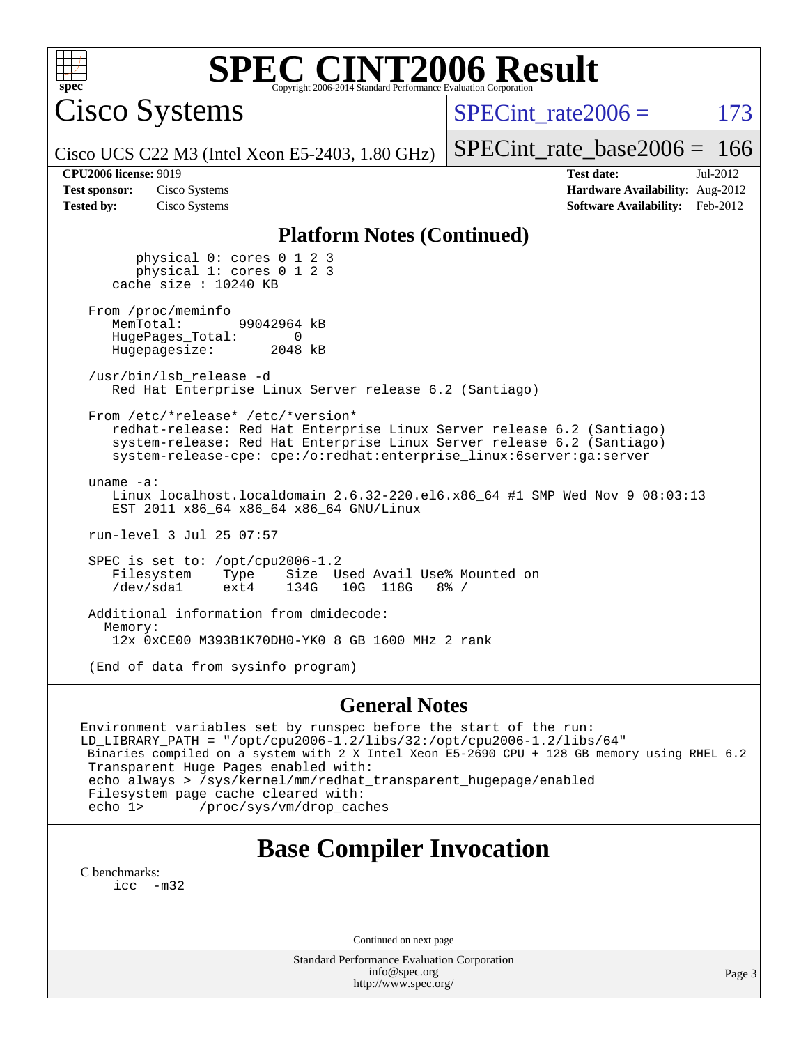# SPEC CINT2006 Result

Copyright 2006-2014 Standard Performance Evaluation Corporation

## Cisco Systems

Cisco UCS C22 M3 (Intel Xeon E5-2403, 1.80 GHz)

SPECint_rate2006 = 173

SPECint_rate_base2006 = 166

**CPU2006 license:** 9019
**Test sponsor:** Cisco Systems
**Tested by:** Cisco Systems

**Test date:** Jul-2012
**Hardware Availability:** Aug-2012
**Software Availability:** Feb-2012

### Platform Notes (Continued)

```
        physical 0: cores 0 1 2 3
        physical 1: cores 0 1 2 3
    cache size : 10240 KB

 From /proc/meminfo
    MemTotal:       99042964 kB
    HugePages_Total:       0
    Hugepagesize:       2048 kB

 /usr/bin/lsb_release -d
    Red Hat Enterprise Linux Server release 6.2 (Santiago)

 From /etc/*release* /etc/*version*
    redhat-release: Red Hat Enterprise Linux Server release 6.2 (Santiago)
    system-release: Red Hat Enterprise Linux Server release 6.2 (Santiago)
    system-release-cpe: cpe:/o:redhat:enterprise_linux:6server:ga:server

 uname -a:
    Linux localhost.localdomain 2.6.32-220.el6.x86_64 #1 SMP Wed Nov 9 08:03:13
    EST 2011 x86_64 x86_64 x86_64 GNU/Linux

 run-level 3 Jul 25 07:57

 SPEC is set to: /opt/cpu2006-1.2
    Filesystem     Type    Size  Used Avail Use% Mounted on
    /dev/sda1      ext4    134G   10G  118G   8% /

 Additional information from dmidecode:
   Memory:
    12x 0xCE00 M393B1K70DH0-YK0 8 GB 1600 MHz 2 rank

 (End of data from sysinfo program)
```

### General Notes

```
Environment variables set by runspec before the start of the run:
LD_LIBRARY_PATH = "/opt/cpu2006-1.2/libs/32:/opt/cpu2006-1.2/libs/64"
 Binaries compiled on a system with 2 X Intel Xeon E5-2690 CPU + 128 GB memory using RHEL 6.2
 Transparent Huge Pages enabled with:
 echo always > /sys/kernel/mm/redhat_transparent_hugepage/enabled
 Filesystem page cache cleared with:
 echo 1>       /proc/sys/vm/drop_caches
```

## Base Compiler Invocation

C benchmarks:
    icc -m32

Continued on next page

Standard Performance Evaluation Corporation
info@spec.org
http://www.spec.org/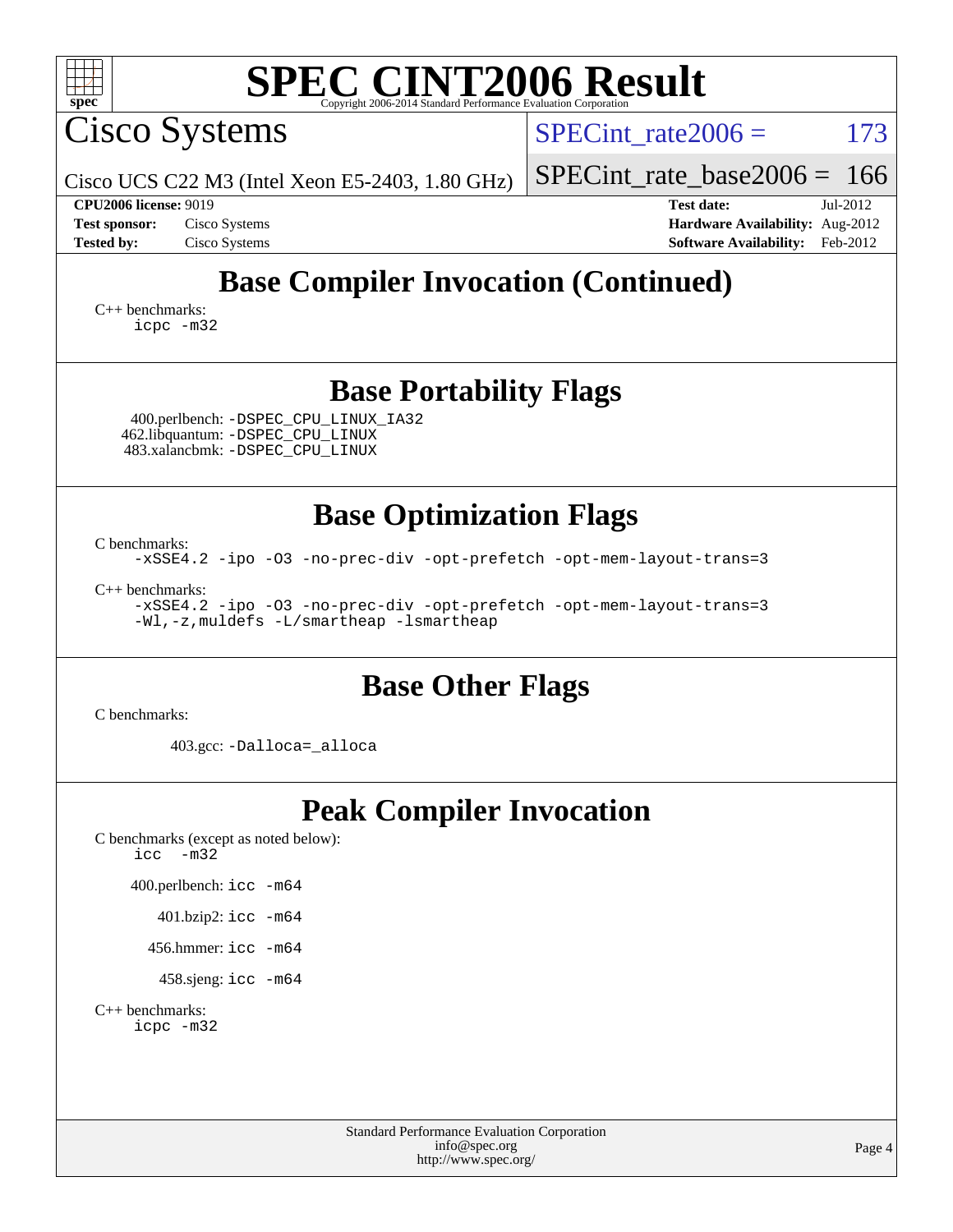# SPEC CINT2006 Result

Copyright 2006-2014 Standard Performance Evaluation Corporation

## Cisco Systems

Cisco UCS C22 M3 (Intel Xeon E5-2403, 1.80 GHz)

SPECint_rate2006 = 173

SPECint_rate_base2006 = 166

**CPU2006 license:** 9019
**Test sponsor:** Cisco Systems
**Tested by:** Cisco Systems

**Test date:** Jul-2012
**Hardware Availability:** Aug-2012
**Software Availability:** Feb-2012

## Base Compiler Invocation (Continued)

C++ benchmarks:
```
icpc -m32
```

## Base Portability Flags

400.perlbench: `-DSPEC_CPU_LINUX_IA32`
462.libquantum: `-DSPEC_CPU_LINUX`
483.xalancbmk: `-DSPEC_CPU_LINUX`

## Base Optimization Flags

C benchmarks:
```
-xSSE4.2 -ipo -O3 -no-prec-div -opt-prefetch -opt-mem-layout-trans=3
```

C++ benchmarks:
```
-xSSE4.2 -ipo -O3 -no-prec-div -opt-prefetch -opt-mem-layout-trans=3
-Wl,-z,muldefs -L/smartheap -lsmartheap
```

## Base Other Flags

C benchmarks:

403.gcc: `-Dalloca=_alloca`

## Peak Compiler Invocation

C benchmarks (except as noted below):
```
icc  -m32
```

400.perlbench: `icc -m64`

401.bzip2: `icc -m64`

456.hmmer: `icc -m64`

458.sjeng: `icc -m64`

C++ benchmarks:
```
icpc -m32
```

Standard Performance Evaluation Corporation
info@spec.org
http://www.spec.org/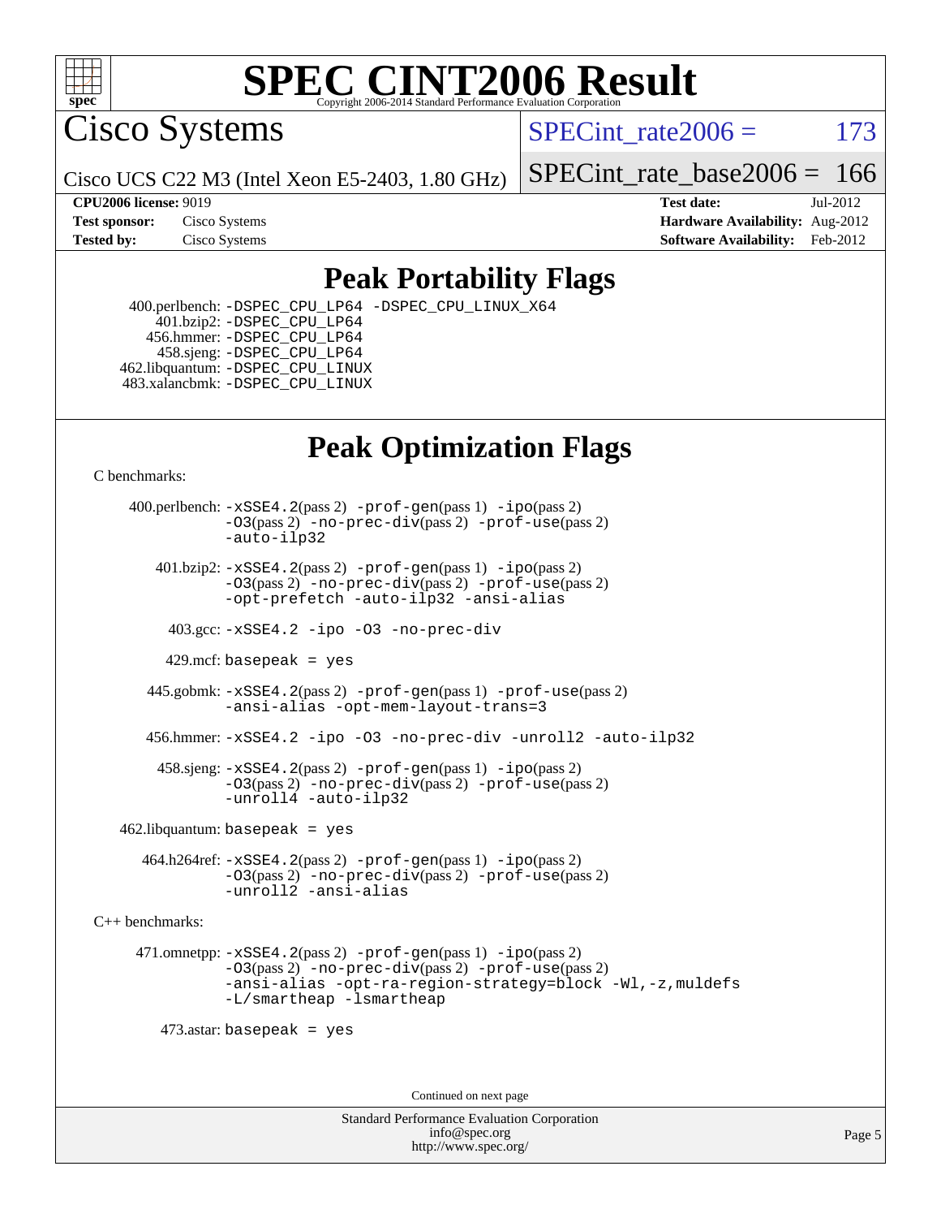# SPEC CINT2006 Result

Copyright 2006-2014 Standard Performance Evaluation Corporation

## Cisco Systems

Cisco UCS C22 M3 (Intel Xeon E5-2403, 1.80 GHz)

SPECint_rate2006 = 173

SPECint_rate_base2006 = 166

| | | | |
|---|---|---|---|
| **CPU2006 license:** 9019 | | **Test date:** | Jul-2012 |
| **Test sponsor:** | Cisco Systems | **Hardware Availability:** | Aug-2012 |
| **Tested by:** | Cisco Systems | **Software Availability:** | Feb-2012 |

## Peak Portability Flags

400.perlbench: -DSPEC_CPU_LP64 -DSPEC_CPU_LINUX_X64
401.bzip2: -DSPEC_CPU_LP64
456.hmmer: -DSPEC_CPU_LP64
458.sjeng: -DSPEC_CPU_LP64
462.libquantum: -DSPEC_CPU_LINUX
483.xalancbmk: -DSPEC_CPU_LINUX

## Peak Optimization Flags

C benchmarks:

400.perlbench: -xSSE4.2(pass 2) -prof-gen(pass 1) -ipo(pass 2) -O3(pass 2) -no-prec-div(pass 2) -prof-use(pass 2) -auto-ilp32

401.bzip2: -xSSE4.2(pass 2) -prof-gen(pass 1) -ipo(pass 2) -O3(pass 2) -no-prec-div(pass 2) -prof-use(pass 2) -opt-prefetch -auto-ilp32 -ansi-alias

403.gcc: -xSSE4.2 -ipo -O3 -no-prec-div

429.mcf: basepeak = yes

445.gobmk: -xSSE4.2(pass 2) -prof-gen(pass 1) -prof-use(pass 2) -ansi-alias -opt-mem-layout-trans=3

456.hmmer: -xSSE4.2 -ipo -O3 -no-prec-div -unroll2 -auto-ilp32

458.sjeng: -xSSE4.2(pass 2) -prof-gen(pass 1) -ipo(pass 2) -O3(pass 2) -no-prec-div(pass 2) -prof-use(pass 2) -unroll4 -auto-ilp32

462.libquantum: basepeak = yes

464.h264ref: -xSSE4.2(pass 2) -prof-gen(pass 1) -ipo(pass 2) -O3(pass 2) -no-prec-div(pass 2) -prof-use(pass 2) -unroll2 -ansi-alias

C++ benchmarks:

471.omnetpp: -xSSE4.2(pass 2) -prof-gen(pass 1) -ipo(pass 2) -O3(pass 2) -no-prec-div(pass 2) -prof-use(pass 2) -ansi-alias -opt-ra-region-strategy=block -Wl,-z,muldefs -L/smartheap -lsmartheap

473.astar: basepeak = yes

Continued on next page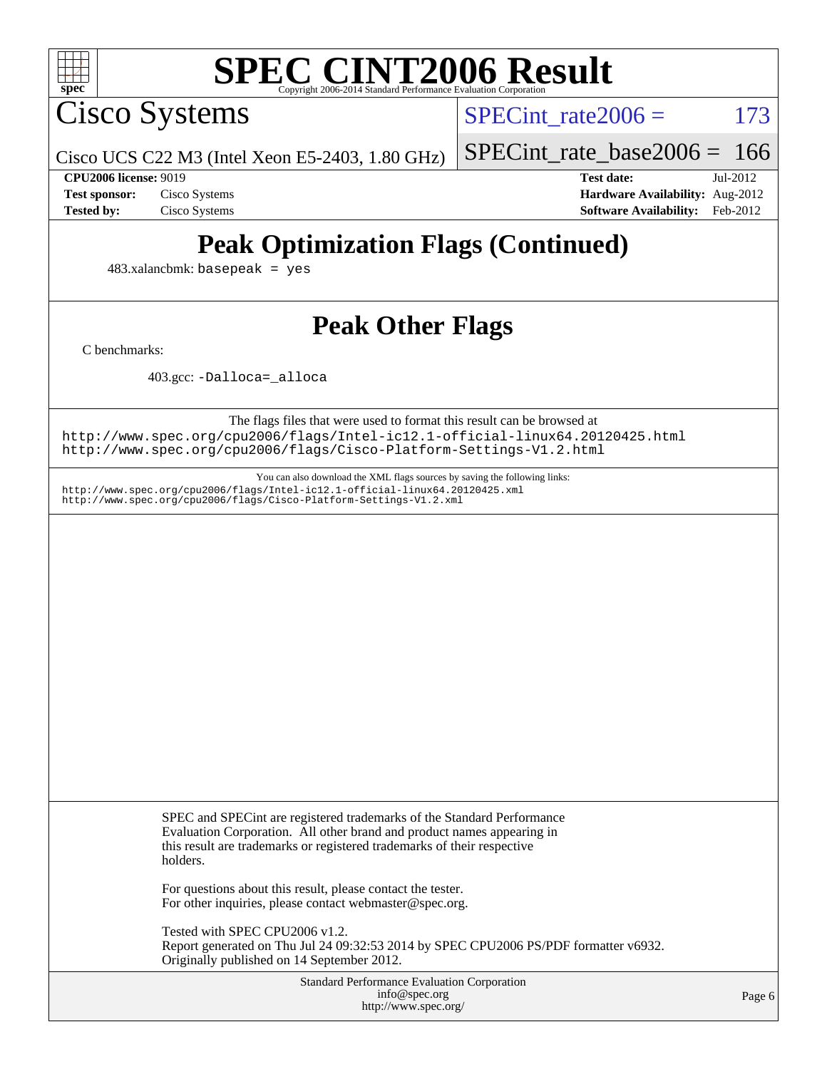## Peak Optimization Flags (Continued)

483.xalancbmk: basepeak = yes

## Peak Other Flags

C benchmarks:

403.gcc: -Dalloca=_alloca

The flags files that were used to format this result can be browsed at
http://www.spec.org/cpu2006/flags/Intel-ic12.1-official-linux64.20120425.html
http://www.spec.org/cpu2006/flags/Cisco-Platform-Settings-V1.2.html

You can also download the XML flags sources by saving the following links:
http://www.spec.org/cpu2006/flags/Intel-ic12.1-official-linux64.20120425.xml
http://www.spec.org/cpu2006/flags/Cisco-Platform-Settings-V1.2.xml

SPEC and SPECint are registered trademarks of the Standard Performance Evaluation Corporation. All other brand and product names appearing in this result are trademarks or registered trademarks of their respective holders.

For questions about this result, please contact the tester.
For other inquiries, please contact webmaster@spec.org.

Tested with SPEC CPU2006 v1.2.
Report generated on Thu Jul 24 09:32:53 2014 by SPEC CPU2006 PS/PDF formatter v6932.
Originally published on 14 September 2012.